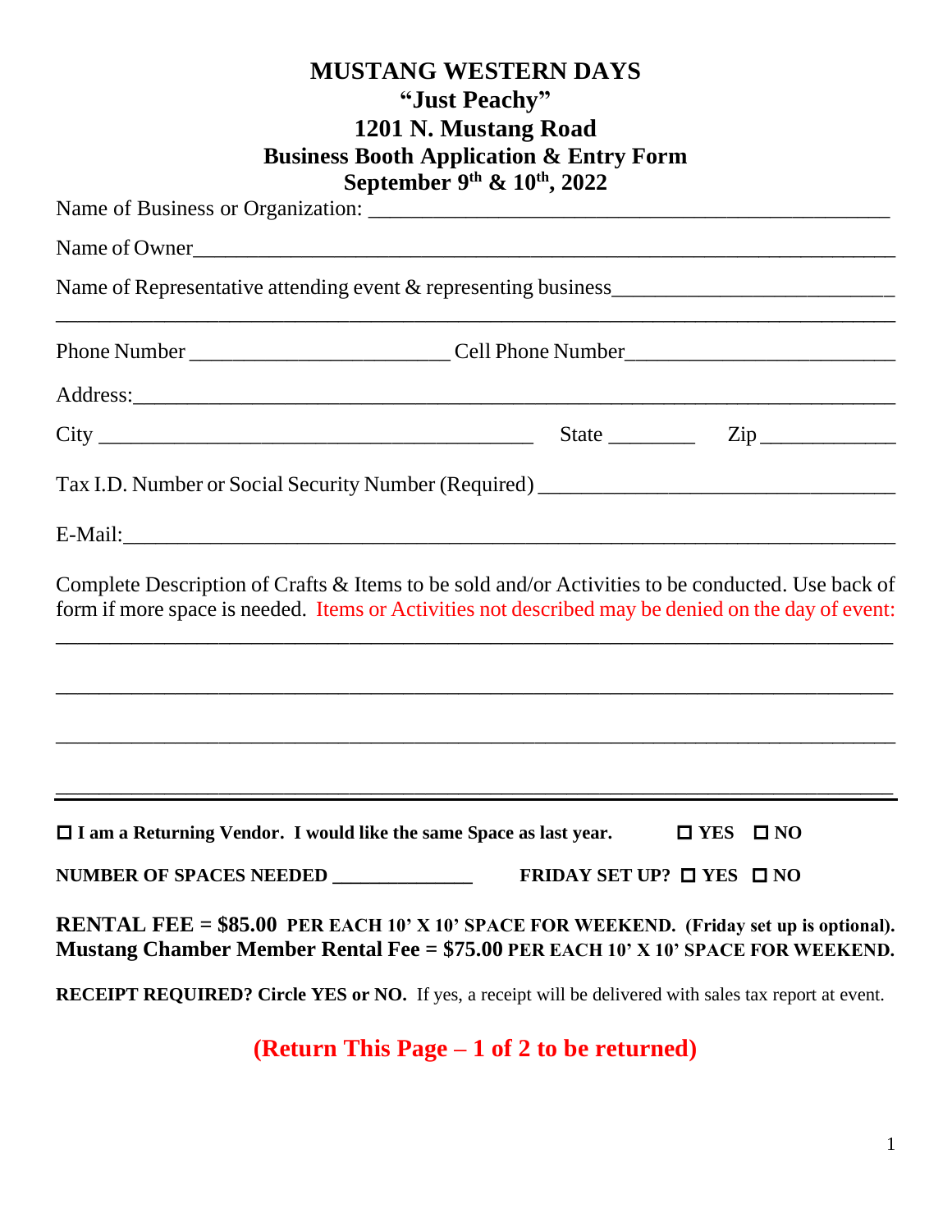# MUSTANG WESTERN DAYS
## "Just Peachy"
## 1201 N. Mustang Road
## Business Booth Application & Entry Form
## September 9th & 10th, 2022

Name of Business or Organization: ______________________________________________

Name of Owner______________________________________________________________

Name of Representative attending event & representing business__________________________

______________________________________________________________________

Phone Number ________________________ Cell Phone Number_________________________

Address:_____________________________________________________________________

City ________________________________________ State ________ Zip _____________

Tax I.D. Number or Social Security Number (Required) _________________________________

E-Mail:______________________________________________________________________

Complete Description of Crafts & Items to be sold and/or Activities to be conducted. Use back of form if more space is needed. Items or Activities not described may be denied on the day of event:

______________________________________________________________________

______________________________________________________________________

______________________________________________________________________

______________________________________________________________________

---

☐ **I am a Returning Vendor. I would like the same Space as last year.** ☐ **YES** ☐ **NO**

**NUMBER OF SPACES NEEDED ______________** **FRIDAY SET UP?** ☐ **YES** ☐ **NO**

**RENTAL FEE = $85.00 PER EACH 10' X 10' SPACE FOR WEEKEND. (Friday set up is optional).**
**Mustang Chamber Member Rental Fee = $75.00 PER EACH 10' X 10' SPACE FOR WEEKEND.**

**RECEIPT REQUIRED? Circle YES or NO.** If yes, a receipt will be delivered with sales tax report at event.

**(Return This Page – 1 of 2 to be returned)**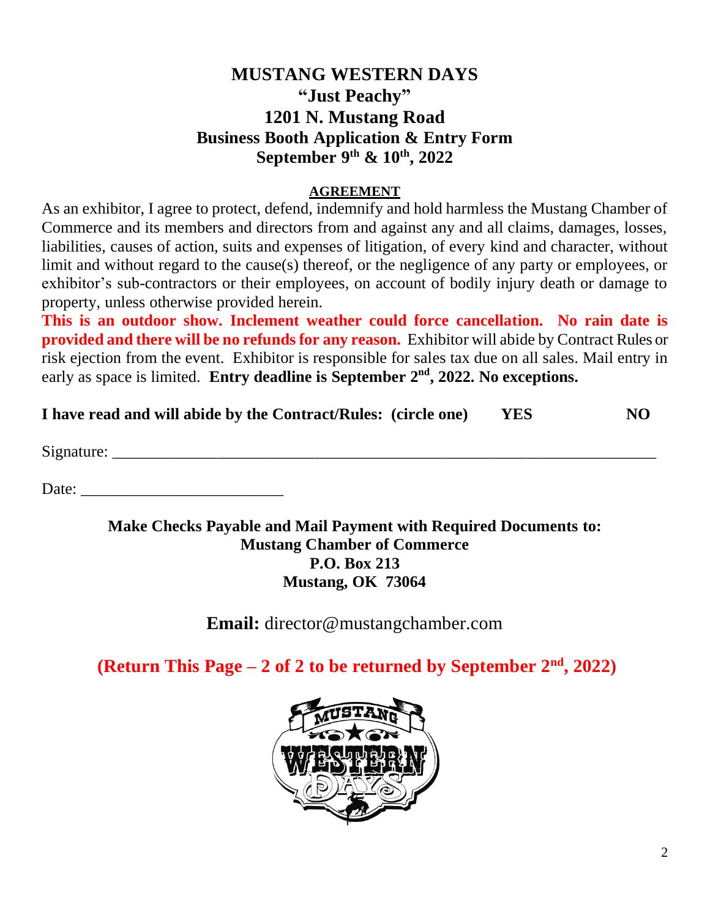# MUSTANG WESTERN DAYS
## "Just Peachy"
## 1201 N. Mustang Road
## Business Booth Application & Entry Form
## September 9th & 10th, 2022

**AGREEMENT**

As an exhibitor, I agree to protect, defend, indemnify and hold harmless the Mustang Chamber of Commerce and its members and directors from and against any and all claims, damages, losses, liabilities, causes of action, suits and expenses of litigation, of every kind and character, without limit and without regard to the cause(s) thereof, or the negligence of any party or employees, or exhibitor's sub-contractors or their employees, on account of bodily injury death or damage to property, unless otherwise provided herein.

**This is an outdoor show. Inclement weather could force cancellation. No rain date is provided and there will be no refunds for any reason.** Exhibitor will abide by Contract Rules or risk ejection from the event. Exhibitor is responsible for sales tax due on all sales. Mail entry in early as space is limited. **Entry deadline is September 2nd, 2022. No exceptions.**

**I have read and will abide by the Contract/Rules: (circle one) YES NO**

Signature: ___________________________________________________________________

Date: _________________________

**Make Checks Payable and Mail Payment with Required Documents to:**
**Mustang Chamber of Commerce**
**P.O. Box 213**
**Mustang, OK 73064**

**Email:** director@mustangchamber.com

**(Return This Page – 2 of 2 to be returned by September 2nd, 2022)**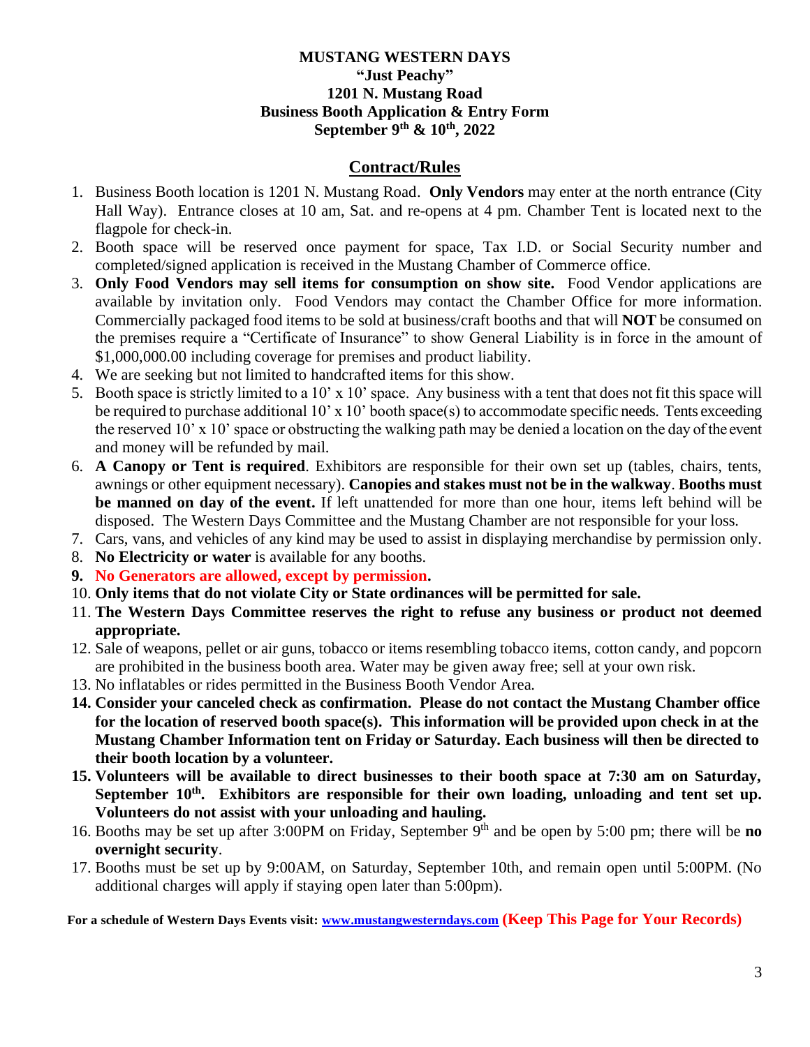**MUSTANG WESTERN DAYS**
**"Just Peachy"**
**1201 N. Mustang Road**
**Business Booth Application & Entry Form**
**September 9th & 10th, 2022**

## Contract/Rules

1. Business Booth location is 1201 N. Mustang Road. **Only Vendors** may enter at the north entrance (City Hall Way). Entrance closes at 10 am, Sat. and re-opens at 4 pm. Chamber Tent is located next to the flagpole for check-in.
2. Booth space will be reserved once payment for space, Tax I.D. or Social Security number and completed/signed application is received in the Mustang Chamber of Commerce office.
3. **Only Food Vendors may sell items for consumption on show site.** Food Vendor applications are available by invitation only. Food Vendors may contact the Chamber Office for more information. Commercially packaged food items to be sold at business/craft booths and that will **NOT** be consumed on the premises require a "Certificate of Insurance" to show General Liability is in force in the amount of $1,000,000.00 including coverage for premises and product liability.
4. We are seeking but not limited to handcrafted items for this show.
5. Booth space is strictly limited to a 10' x 10' space. Any business with a tent that does not fit this space will be required to purchase additional 10' x 10' booth space(s) to accommodate specific needs. Tents exceeding the reserved 10' x 10' space or obstructing the walking path may be denied a location on the day of the event and money will be refunded by mail.
6. **A Canopy or Tent is required**. Exhibitors are responsible for their own set up (tables, chairs, tents, awnings or other equipment necessary). **Canopies and stakes must not be in the walkway**. **Booths must be manned on day of the event.** If left unattended for more than one hour, items left behind will be disposed. The Western Days Committee and the Mustang Chamber are not responsible for your loss.
7. Cars, vans, and vehicles of any kind may be used to assist in displaying merchandise by permission only.
8. **No Electricity or water** is available for any booths.
9. **No Generators are allowed, except by permission.**
10. **Only items that do not violate City or State ordinances will be permitted for sale.**
11. **The Western Days Committee reserves the right to refuse any business or product not deemed appropriate.**
12. Sale of weapons, pellet or air guns, tobacco or items resembling tobacco items, cotton candy, and popcorn are prohibited in the business booth area. Water may be given away free; sell at your own risk.
13. No inflatables or rides permitted in the Business Booth Vendor Area.
14. **Consider your canceled check as confirmation. Please do not contact the Mustang Chamber office for the location of reserved booth space(s). This information will be provided upon check in at the Mustang Chamber Information tent on Friday or Saturday. Each business will then be directed to their booth location by a volunteer.**
15. **Volunteers will be available to direct businesses to their booth space at 7:30 am on Saturday, September 10th. Exhibitors are responsible for their own loading, unloading and tent set up. Volunteers do not assist with your unloading and hauling.**
16. Booths may be set up after 3:00PM on Friday, September 9th and be open by 5:00 pm; there will be **no overnight security**.
17. Booths must be set up by 9:00AM, on Saturday, September 10th, and remain open until 5:00PM. (No additional charges will apply if staying open later than 5:00pm).

**For a schedule of Western Days Events visit: www.mustangwesterndays.com (Keep This Page for Your Records)**